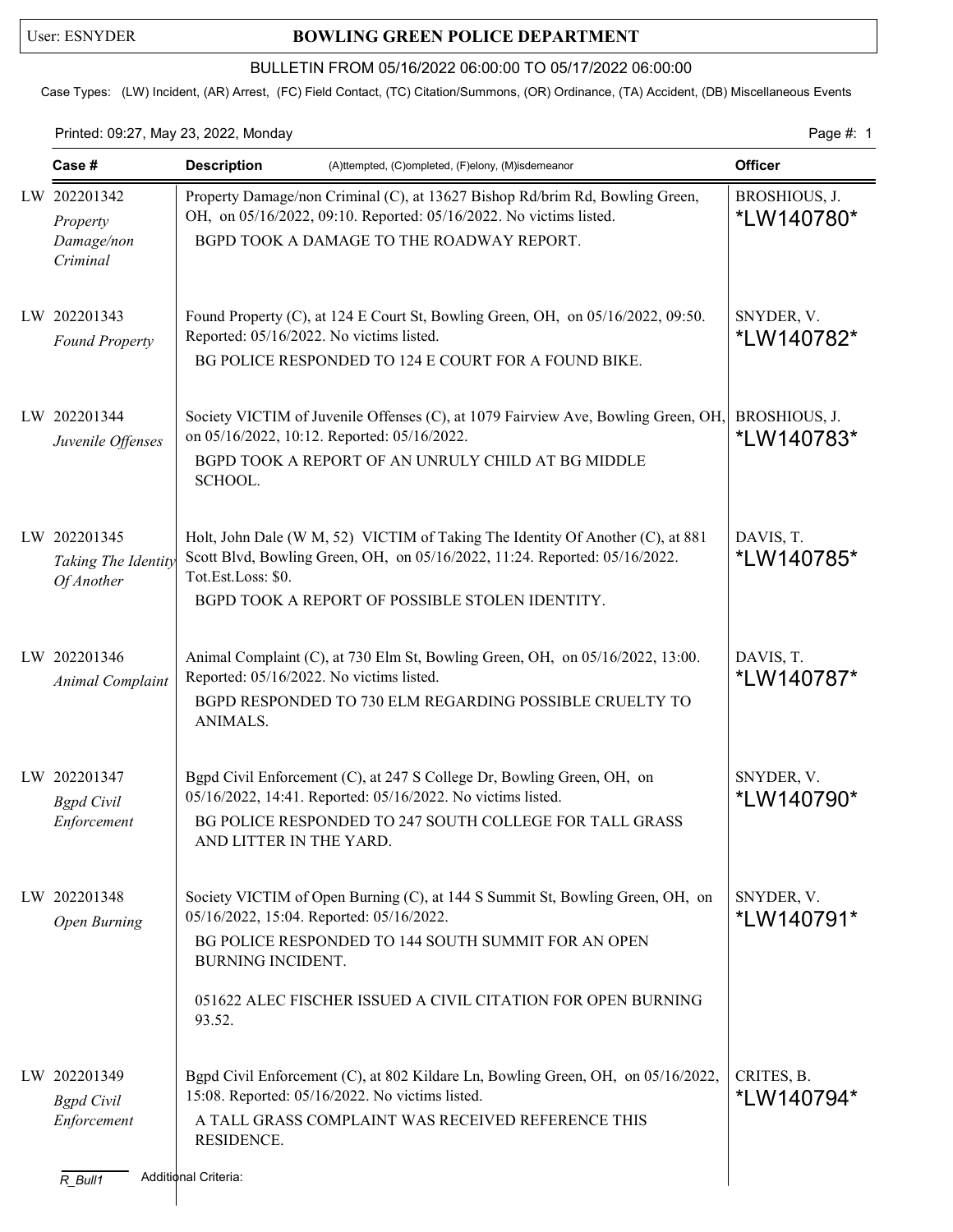User: ESNYDER

# BOWLING GREEN POLICE DEPARTMENT

BULLETIN FROM 05/16/2022 06:00:00 TO 05/17/2022 06:00:00

Case Types: (LW) Incident, (AR) Arrest, (FC) Field Contact, (TC) Citation/Summons, (OR) Ordinance, (TA) Accident, (DB) Miscellaneous Events

Printed: 09:27, May 23, 2022, Monday

| Case # | Description (A)ttempted, (C)ompleted, (F)elony, (M)isdemeanor | Officer |
|---|---|---|
| LW 202201342 *Property Damage/non Criminal* | Property Damage/non Criminal (C), at 13627 Bishop Rd/brim Rd, Bowling Green, OH, on 05/16/2022, 09:10. Reported: 05/16/2022. No victims listed. BGPD TOOK A DAMAGE TO THE ROADWAY REPORT. | BROSHIOUS, J. \*LW140780\* |
| LW 202201343 *Found Property* | Found Property (C), at 124 E Court St, Bowling Green, OH, on 05/16/2022, 09:50. Reported: 05/16/2022. No victims listed. BG POLICE RESPONDED TO 124 E COURT FOR A FOUND BIKE. | SNYDER, V. \*LW140782\* |
| LW 202201344 *Juvenile Offenses* | Society VICTIM of Juvenile Offenses (C), at 1079 Fairview Ave, Bowling Green, OH, on 05/16/2022, 10:12. Reported: 05/16/2022. BGPD TOOK A REPORT OF AN UNRULY CHILD AT BG MIDDLE SCHOOL. | BROSHIOUS, J. \*LW140783\* |
| LW 202201345 *Taking The Identity Of Another* | Holt, John Dale (W M, 52) VICTIM of Taking The Identity Of Another (C), at 881 Scott Blvd, Bowling Green, OH, on 05/16/2022, 11:24. Reported: 05/16/2022. Tot.Est.Loss: $0. BGPD TOOK A REPORT OF POSSIBLE STOLEN IDENTITY. | DAVIS, T. \*LW140785\* |
| LW 202201346 *Animal Complaint* | Animal Complaint (C), at 730 Elm St, Bowling Green, OH, on 05/16/2022, 13:00. Reported: 05/16/2022. No victims listed. BGPD RESPONDED TO 730 ELM REGARDING POSSIBLE CRUELTY TO ANIMALS. | DAVIS, T. \*LW140787\* |
| LW 202201347 *Bgpd Civil Enforcement* | Bgpd Civil Enforcement (C), at 247 S College Dr, Bowling Green, OH, on 05/16/2022, 14:41. Reported: 05/16/2022. No victims listed. BG POLICE RESPONDED TO 247 SOUTH COLLEGE FOR TALL GRASS AND LITTER IN THE YARD. | SNYDER, V. \*LW140790\* |
| LW 202201348 *Open Burning* | Society VICTIM of Open Burning (C), at 144 S Summit St, Bowling Green, OH, on 05/16/2022, 15:04. Reported: 05/16/2022. BG POLICE RESPONDED TO 144 SOUTH SUMMIT FOR AN OPEN BURNING INCIDENT. 051622 ALEC FISCHER ISSUED A CIVIL CITATION FOR OPEN BURNING 93.52. | SNYDER, V. \*LW140791\* |
| LW 202201349 *Bgpd Civil Enforcement* | Bgpd Civil Enforcement (C), at 802 Kildare Ln, Bowling Green, OH, on 05/16/2022, 15:08. Reported: 05/16/2022. No victims listed. A TALL GRASS COMPLAINT WAS RECEIVED REFERENCE THIS RESIDENCE. | CRITES, B. \*LW140794\* |

R_Bull1 Additional Criteria: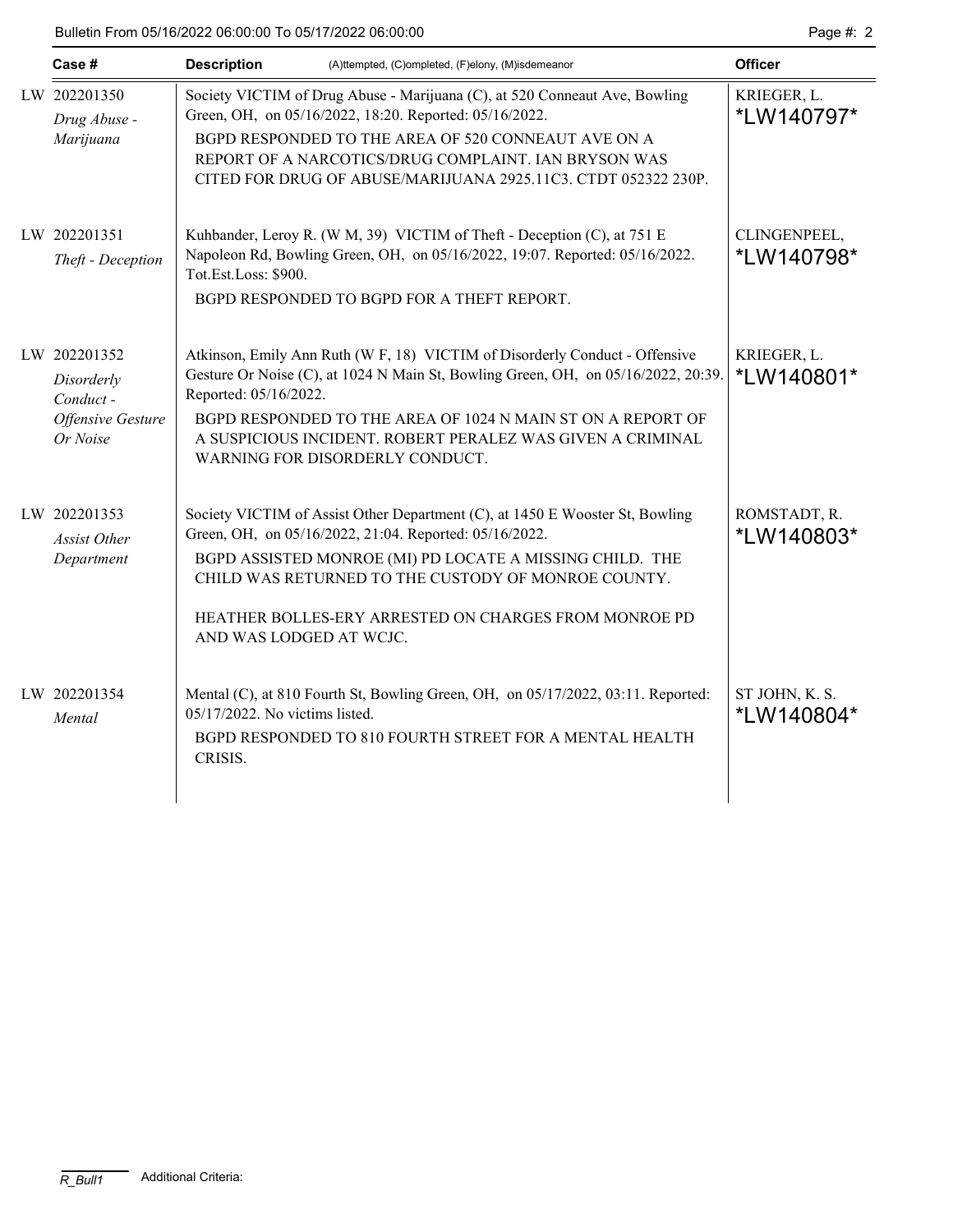| Case # | Description (A)ttempted, (C)ompleted, (F)elony, (M)isdemeanor | Officer |
|---|---|---|
| LW 202201350 *Drug Abuse - Marijuana* | Society VICTIM of Drug Abuse - Marijuana (C), at 520 Conneaut Ave, Bowling Green, OH, on 05/16/2022, 18:20. Reported: 05/16/2022. BGPD RESPONDED TO THE AREA OF 520 CONNEAUT AVE ON A REPORT OF A NARCOTICS/DRUG COMPLAINT. IAN BRYSON WAS CITED FOR DRUG OF ABUSE/MARIJUANA 2925.11C3. CTDT 052322 230P. | KRIEGER, L. *LW140797* |
| LW 202201351 *Theft - Deception* | Kuhbander, Leroy R. (W M, 39) VICTIM of Theft - Deception (C), at 751 E Napoleon Rd, Bowling Green, OH, on 05/16/2022, 19:07. Reported: 05/16/2022. Tot.Est.Loss: $900. BGPD RESPONDED TO BGPD FOR A THEFT REPORT. | CLINGENPEEL, *LW140798* |
| LW 202201352 *Disorderly Conduct - Offensive Gesture Or Noise* | Atkinson, Emily Ann Ruth (W F, 18) VICTIM of Disorderly Conduct - Offensive Gesture Or Noise (C), at 1024 N Main St, Bowling Green, OH, on 05/16/2022, 20:39. Reported: 05/16/2022. BGPD RESPONDED TO THE AREA OF 1024 N MAIN ST ON A REPORT OF A SUSPICIOUS INCIDENT. ROBERT PERALEZ WAS GIVEN A CRIMINAL WARNING FOR DISORDERLY CONDUCT. | KRIEGER, L. *LW140801* |
| LW 202201353 *Assist Other Department* | Society VICTIM of Assist Other Department (C), at 1450 E Wooster St, Bowling Green, OH, on 05/16/2022, 21:04. Reported: 05/16/2022. BGPD ASSISTED MONROE (MI) PD LOCATE A MISSING CHILD. THE CHILD WAS RETURNED TO THE CUSTODY OF MONROE COUNTY. HEATHER BOLLES-ERY ARRESTED ON CHARGES FROM MONROE PD AND WAS LODGED AT WCJC. | ROMSTADT, R. *LW140803* |
| LW 202201354 *Mental* | Mental (C), at 810 Fourth St, Bowling Green, OH, on 05/17/2022, 03:11. Reported: 05/17/2022. No victims listed. BGPD RESPONDED TO 810 FOURTH STREET FOR A MENTAL HEALTH CRISIS. | ST JOHN, K. S. *LW140804* |

R_Bull1 Additional Criteria: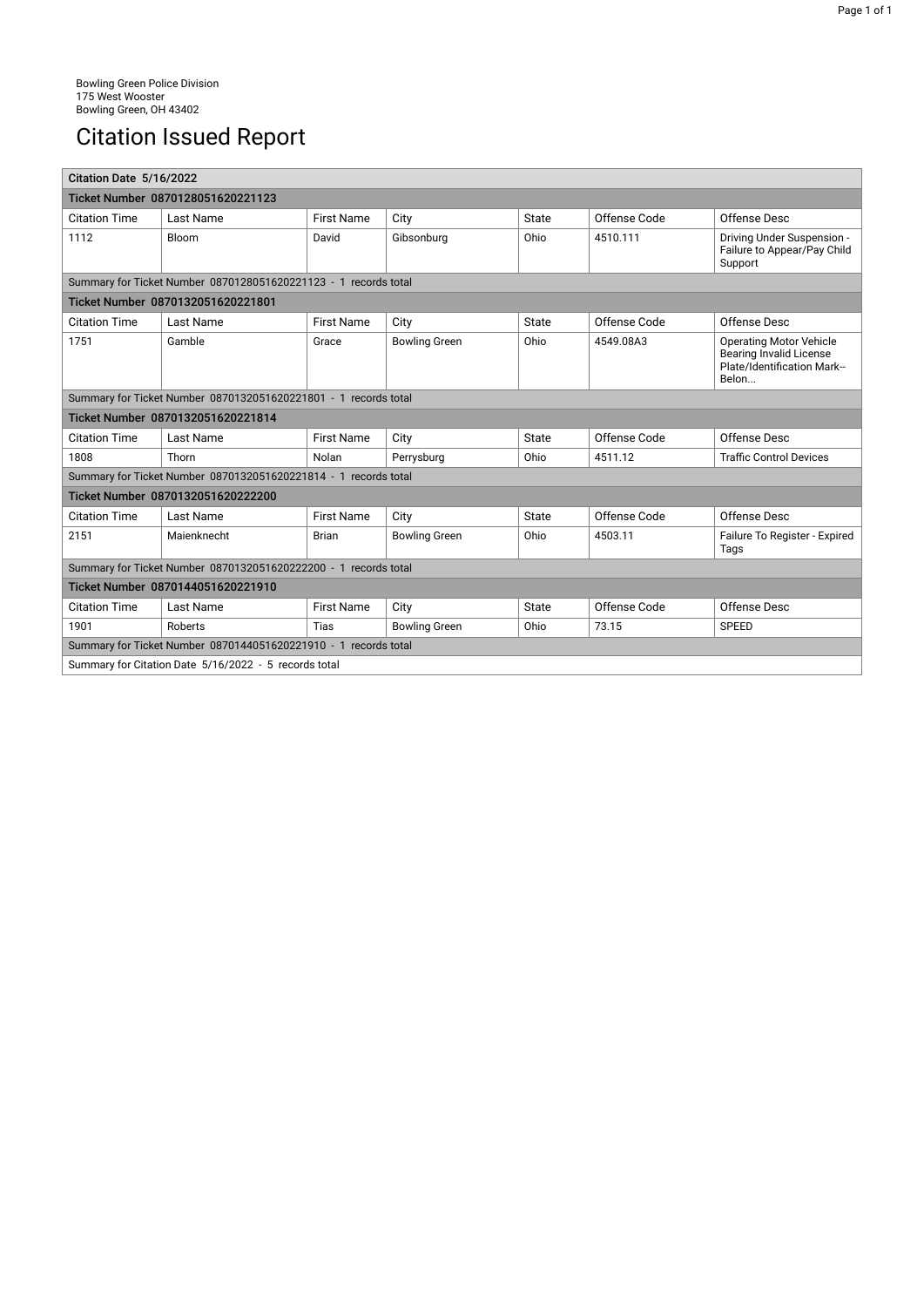Bowling Green Police Division
175 West Wooster
Bowling Green, OH 43402

# Citation Issued Report

| Citation Date 5/16/2022 | | | | | | |
|---|---|---|---|---|---|---|
| **Ticket Number 0870128051620221123** | | | | | | |
| Citation Time | Last Name | First Name | City | State | Offense Code | Offense Desc |
| 1112 | Bloom | David | Gibsonburg | Ohio | 4510.111 | Driving Under Suspension - Failure to Appear/Pay Child Support |
| Summary for Ticket Number 0870128051620221123 - 1 records total | | | | | | |
| **Ticket Number 0870132051620221801** | | | | | | |
| Citation Time | Last Name | First Name | City | State | Offense Code | Offense Desc |
| 1751 | Gamble | Grace | Bowling Green | Ohio | 4549.08A3 | Operating Motor Vehicle Bearing Invalid License Plate/Identification Mark--Belon... |
| Summary for Ticket Number 0870132051620221801 - 1 records total | | | | | | |
| **Ticket Number 0870132051620221814** | | | | | | |
| Citation Time | Last Name | First Name | City | State | Offense Code | Offense Desc |
| 1808 | Thorn | Nolan | Perrysburg | Ohio | 4511.12 | Traffic Control Devices |
| Summary for Ticket Number 0870132051620221814 - 1 records total | | | | | | |
| **Ticket Number 0870132051620222200** | | | | | | |
| Citation Time | Last Name | First Name | City | State | Offense Code | Offense Desc |
| 2151 | Maienknecht | Brian | Bowling Green | Ohio | 4503.11 | Failure To Register - Expired Tags |
| Summary for Ticket Number 0870132051620222200 - 1 records total | | | | | | |
| **Ticket Number 0870144051620221910** | | | | | | |
| Citation Time | Last Name | First Name | City | State | Offense Code | Offense Desc |
| 1901 | Roberts | Tias | Bowling Green | Ohio | 73.15 | SPEED |
| Summary for Ticket Number 0870144051620221910 - 1 records total | | | | | | |
| Summary for Citation Date 5/16/2022 - 5 records total | | | | | | |